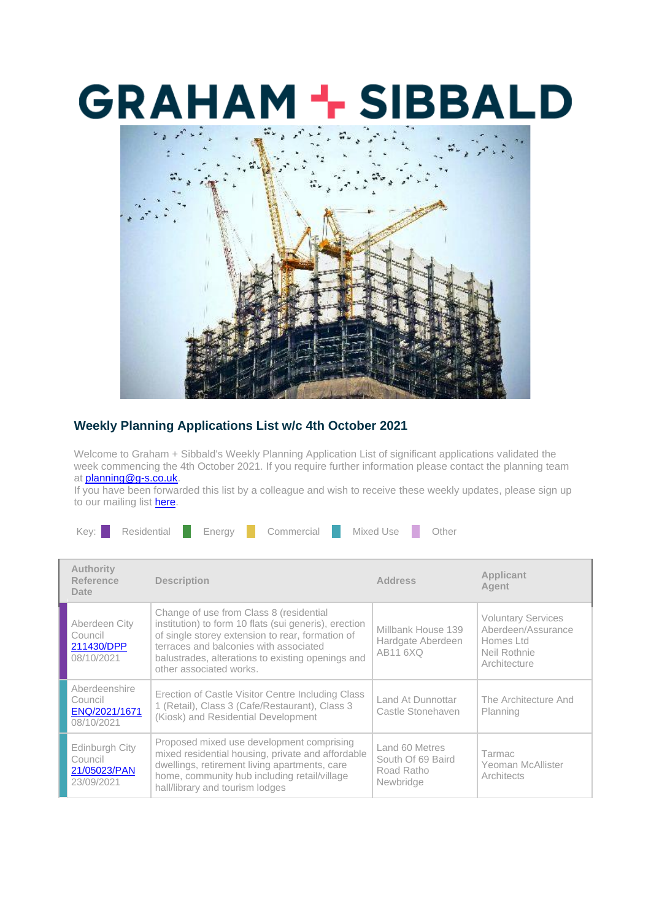# GRAHAM + SIBBALD

## Weekly Planning Applications List w/c 4th October 2021

Welcome to Graham + Sibbald's Weekly Planning Application List of significant applications validated the week commencing the 4th October 2021. If you require further information please contact the planning team at planning@g-s.co.uk.
If you have been forwarded this list by a colleague and wish to receive these weekly updates, please sign up to our mailing list here.

Key: Residential | Energy | Commercial | Mixed Use | Other

| Authority<br>Reference<br>Date | Description | Address | Applicant<br>Agent |
|---|---|---|---|
| Aberdeen City Council<br>211430/DPP<br>08/10/2021 | Change of use from Class 8 (residential institution) to form 10 flats (sui generis), erection of single storey extension to rear, formation of terraces and balconies with associated balustrades, alterations to existing openings and other associated works. | Millbank House 139 Hardgate Aberdeen AB11 6XQ | Voluntary Services Aberdeen/Assurance Homes Ltd<br>Neil Rothnie Architecture |
| Aberdeenshire Council<br>ENQ/2021/1671<br>08/10/2021 | Erection of Castle Visitor Centre Including Class 1 (Retail), Class 3 (Cafe/Restaurant), Class 3 (Kiosk) and Residential Development | Land At Dunnottar Castle Stonehaven | The Architecture And Planning |
| Edinburgh City Council<br>21/05023/PAN<br>23/09/2021 | Proposed mixed use development comprising mixed residential housing, private and affordable dwellings, retirement living apartments, care home, community hub including retail/village hall/library and tourism lodges | Land 60 Metres South Of 69 Baird Road Ratho Newbridge | Tarmac<br>Yeoman McAllister Architects |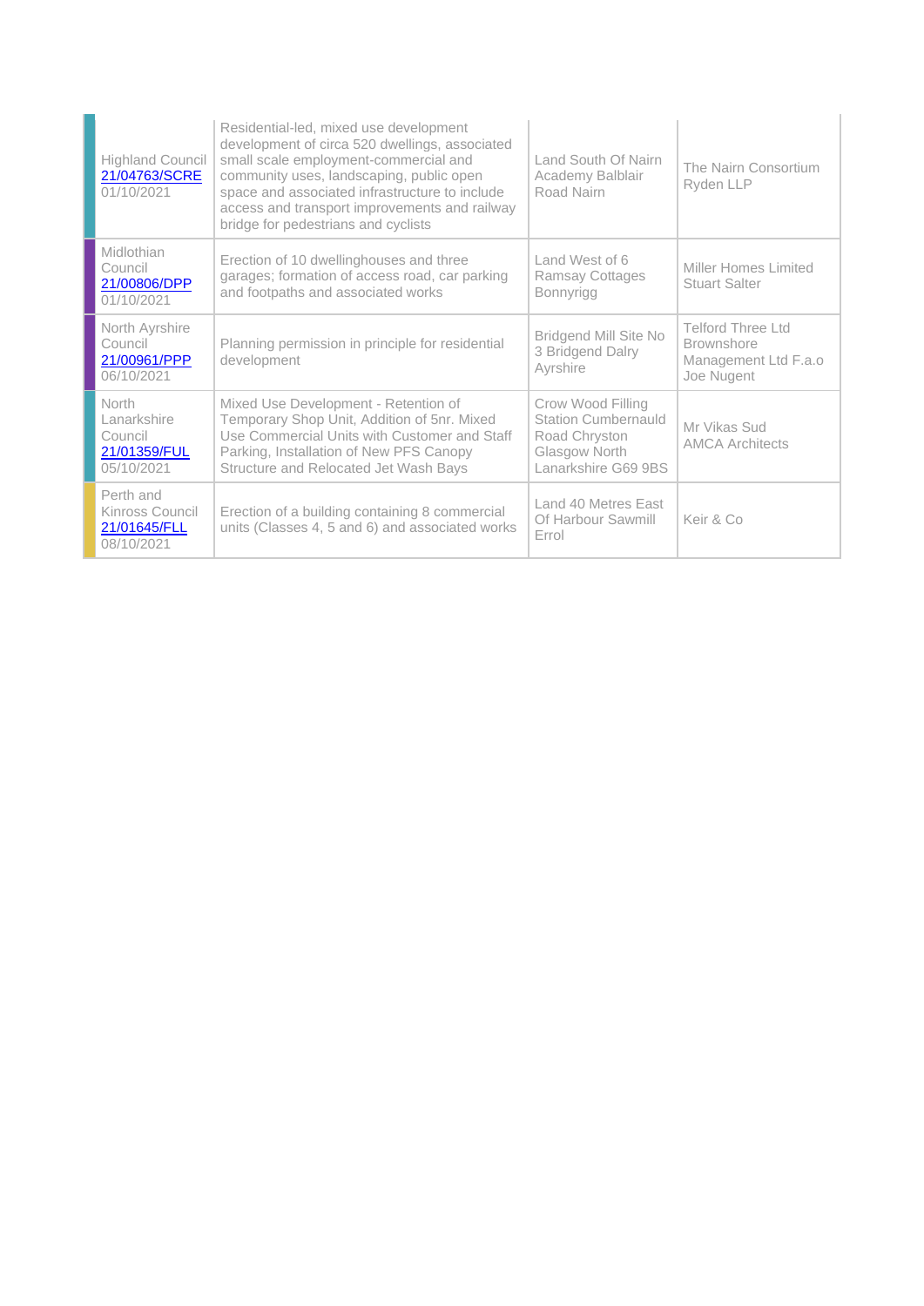| | | | |
|---|---|---|---|
| Highland Council [21/04763/SCRE](21/04763/SCRE) 01/10/2021 | Residential-led, mixed use development development of circa 520 dwellings, associated small scale employment-commercial and community uses, landscaping, public open space and associated infrastructure to include access and transport improvements and railway bridge for pedestrians and cyclists | Land South Of Nairn Academy Balblair Road Nairn | The Nairn Consortium Ryden LLP |
| Midlothian Council 21/00806/DPP 01/10/2021 | Erection of 10 dwellinghouses and three garages; formation of access road, car parking and footpaths and associated works | Land West of 6 Ramsay Cottages Bonnyrigg | Miller Homes Limited Stuart Salter |
| North Ayrshire Council 21/00961/PPP 06/10/2021 | Planning permission in principle for residential development | Bridgend Mill Site No 3 Bridgend Dalry Ayrshire | Telford Three Ltd Brownshore Management Ltd F.a.o Joe Nugent |
| North Lanarkshire Council 21/01359/FUL 05/10/2021 | Mixed Use Development - Retention of Temporary Shop Unit, Addition of 5nr. Mixed Use Commercial Units with Customer and Staff Parking, Installation of New PFS Canopy Structure and Relocated Jet Wash Bays | Crow Wood Filling Station Cumbernauld Road Chryston Glasgow North Lanarkshire G69 9BS | Mr Vikas Sud AMCA Architects |
| Perth and Kinross Council 21/01645/FLL 08/10/2021 | Erection of a building containing 8 commercial units (Classes 4, 5 and 6) and associated works | Land 40 Metres East Of Harbour Sawmill Errol | Keir & Co |